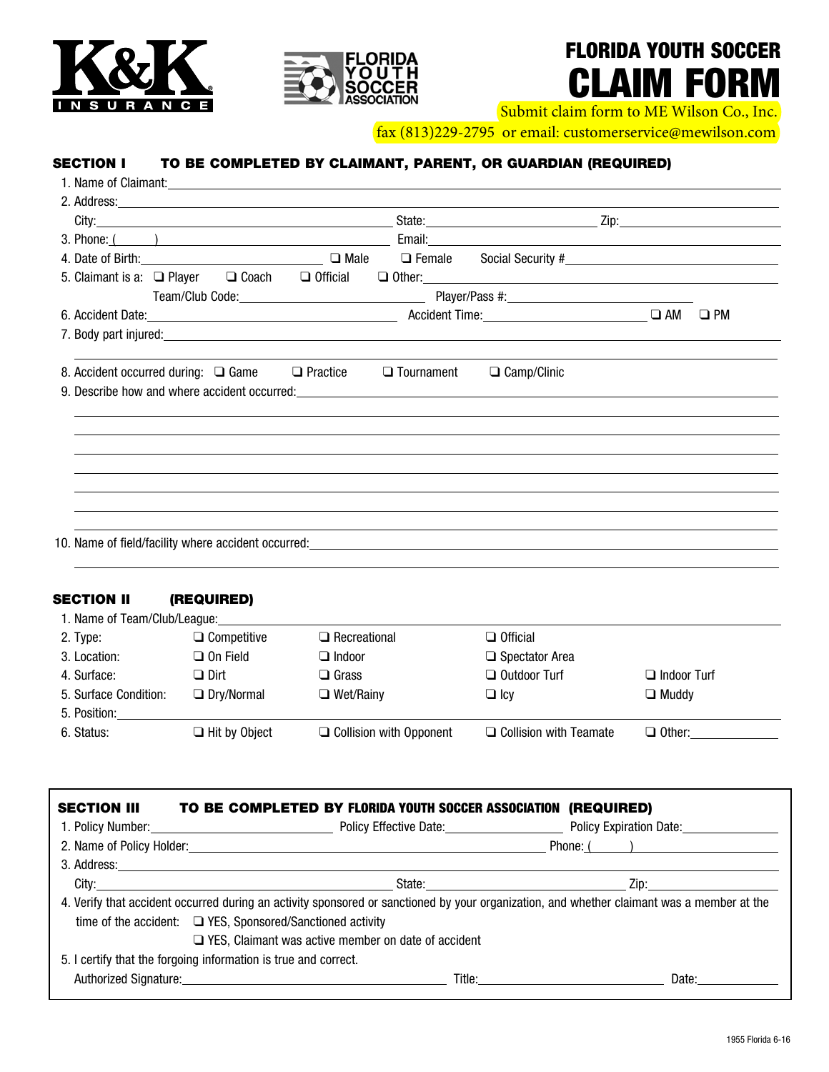K&K INSURANCE

FLORIDA YOUTH SOCCER ASSOCIATION

# FLORIDA YOUTH SOCCER CLAIM FORM

Submit claim form to ME Wilson Co., Inc.
fax (813)229-2795 or email: customerservice@mewilson.com

## SECTION I TO BE COMPLETED BY CLAIMANT, PARENT, OR GUARDIAN (REQUIRED)

1. Name of Claimant: \_\_\_\_\_\_\_\_\_\_\_\_\_\_\_\_
2. Address: \_\_\_\_\_\_\_\_\_\_\_\_\_\_\_\_
   City: \_\_\_\_\_\_\_\_ State: \_\_\_\_\_\_\_\_ Zip: \_\_\_\_\_\_\_\_
3. Phone: ( ) \_\_\_\_\_\_\_\_ Email: \_\_\_\_\_\_\_\_
4. Date of Birth: \_\_\_\_\_\_\_\_ ❑ Male ❑ Female Social Security # \_\_\_\_\_\_\_\_
5. Claimant is a: ❑ Player ❑ Coach ❑ Official ❑ Other: \_\_\_\_\_\_\_\_
   Team/Club Code: \_\_\_\_\_\_\_\_ Player/Pass #: \_\_\_\_\_\_\_\_
6. Accident Date: \_\_\_\_\_\_\_\_ Accident Time: \_\_\_\_\_\_\_\_ ❑ AM ❑ PM
7. Body part injured: \_\_\_\_\_\_\_\_
8. Accident occurred during: ❑ Game ❑ Practice ❑ Tournament ❑ Camp/Clinic
9. Describe how and where accident occurred: \_\_\_\_\_\_\_\_
10. Name of field/facility where accident occurred: \_\_\_\_\_\_\_\_

## SECTION II (REQUIRED)

1. Name of Team/Club/League: \_\_\_\_\_\_\_\_

| | | | | |
|---|---|---|---|---|
| 2. Type: | ❑ Competitive | ❑ Recreational | ❑ Official | |
| 3. Location: | ❑ On Field | ❑ Indoor | ❑ Spectator Area | |
| 4. Surface: | ❑ Dirt | ❑ Grass | ❑ Outdoor Turf | ❑ Indoor Turf |
| 5. Surface Condition: | ❑ Dry/Normal | ❑ Wet/Rainy | ❑ Icy | ❑ Muddy |

5. Position: \_\_\_\_\_\_\_\_

| | | | | |
|---|---|---|---|---|
| 6. Status: | ❑ Hit by Object | ❑ Collision with Opponent | ❑ Collision with Teamate | ❑ Other: \_\_\_\_ |

## SECTION III TO BE COMPLETED BY FLORIDA YOUTH SOCCER ASSOCIATION (REQUIRED)

1. Policy Number: \_\_\_\_\_\_\_\_ Policy Effective Date: \_\_\_\_\_\_\_\_ Policy Expiration Date: \_\_\_\_\_\_\_\_
2. Name of Policy Holder: \_\_\_\_\_\_\_\_ Phone: ( ) \_\_\_\_\_\_\_\_
3. Address: \_\_\_\_\_\_\_\_
   City: \_\_\_\_\_\_\_\_ State: \_\_\_\_\_\_\_\_ Zip: \_\_\_\_\_\_\_\_
4. Verify that accident occurred during an activity sponsored or sanctioned by your organization, and whether claimant was a member at the time of the accident: ❑ YES, Sponsored/Sanctioned activity
   ❑ YES, Claimant was active member on date of accident
5. I certify that the forgoing information is true and correct.
   Authorized Signature: \_\_\_\_\_\_\_\_ Title: \_\_\_\_\_\_\_\_ Date: \_\_\_\_\_\_\_\_

1955 Florida 6-16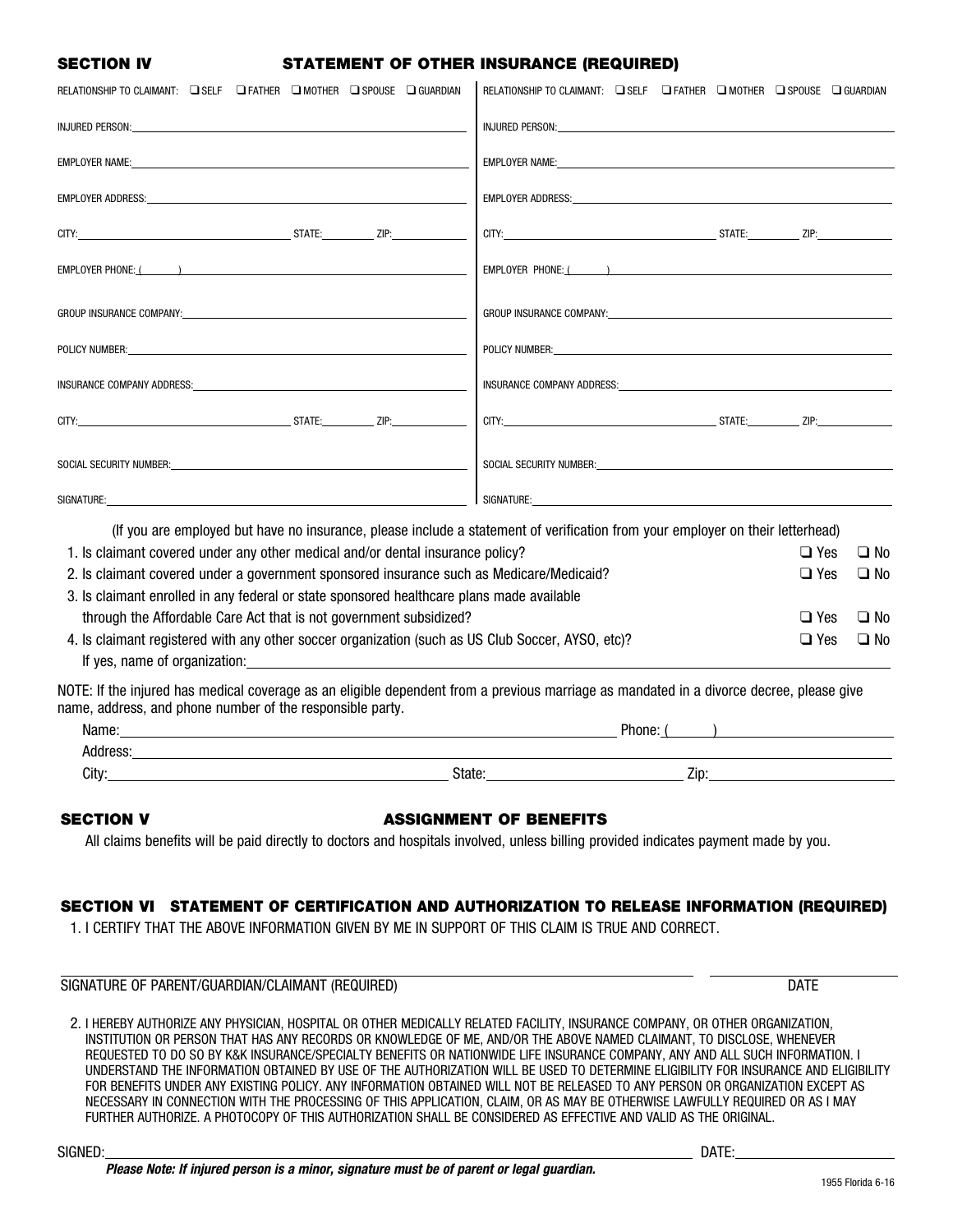## SECTION IV STATEMENT OF OTHER INSURANCE (REQUIRED)

| | |
|---|---|
| RELATIONSHIP TO CLAIMANT: ❑ SELF ❑ FATHER ❑ MOTHER ❑ SPOUSE ❑ GUARDIAN | RELATIONSHIP TO CLAIMANT: ❑ SELF ❑ FATHER ❑ MOTHER ❑ SPOUSE ❑ GUARDIAN |
| INJURED PERSON: | INJURED PERSON: |
| EMPLOYER NAME: | EMPLOYER NAME: |
| EMPLOYER ADDRESS: | EMPLOYER ADDRESS: |
| CITY: STATE: ZIP: | CITY: STATE: ZIP: |
| EMPLOYER PHONE: ( ) | EMPLOYER PHONE: ( ) |
| GROUP INSURANCE COMPANY: | GROUP INSURANCE COMPANY: |
| POLICY NUMBER: | POLICY NUMBER: |
| INSURANCE COMPANY ADDRESS: | INSURANCE COMPANY ADDRESS: |
| CITY: STATE: ZIP: | CITY: STATE: ZIP: |
| SOCIAL SECURITY NUMBER: | SOCIAL SECURITY NUMBER: |
| SIGNATURE: | SIGNATURE: |

(If you are employed but have no insurance, please include a statement of verification from your employer on their letterhead)

1. Is claimant covered under any other medical and/or dental insurance policy? ❑ Yes ❑ No
2. Is claimant covered under a government sponsored insurance such as Medicare/Medicaid? ❑ Yes ❑ No
3. Is claimant enrolled in any federal or state sponsored healthcare plans made available through the Affordable Care Act that is not government subsidized? ❑ Yes ❑ No
4. Is claimant registered with any other soccer organization (such as US Club Soccer, AYSO, etc)? ❑ Yes ❑ No

   If yes, name of organization:

NOTE: If the injured has medical coverage as an eligible dependent from a previous marriage as mandated in a divorce decree, please give name, address, and phone number of the responsible party.

Name: Phone: ( )

Address:

City: State: Zip:

## SECTION V ASSIGNMENT OF BENEFITS

All claims benefits will be paid directly to doctors and hospitals involved, unless billing provided indicates payment made by you.

## SECTION VI STATEMENT OF CERTIFICATION AND AUTHORIZATION TO RELEASE INFORMATION (REQUIRED)

1. I CERTIFY THAT THE ABOVE INFORMATION GIVEN BY ME IN SUPPORT OF THIS CLAIM IS TRUE AND CORRECT.

SIGNATURE OF PARENT/GUARDIAN/CLAIMANT (REQUIRED) DATE

2. I HEREBY AUTHORIZE ANY PHYSICIAN, HOSPITAL OR OTHER MEDICALLY RELATED FACILITY, INSURANCE COMPANY, OR OTHER ORGANIZATION, INSTITUTION OR PERSON THAT HAS ANY RECORDS OR KNOWLEDGE OF ME, AND/OR THE ABOVE NAMED CLAIMANT, TO DISCLOSE, WHENEVER REQUESTED TO DO SO BY K&K INSURANCE/SPECIALTY BENEFITS OR NATIONWIDE LIFE INSURANCE COMPANY, ANY AND ALL SUCH INFORMATION. I UNDERSTAND THE INFORMATION OBTAINED BY USE OF THE AUTHORIZATION WILL BE USED TO DETERMINE ELIGIBILITY FOR INSURANCE AND ELIGIBILITY FOR BENEFITS UNDER ANY EXISTING POLICY. ANY INFORMATION OBTAINED WILL NOT BE RELEASED TO ANY PERSON OR ORGANIZATION EXCEPT AS NECESSARY IN CONNECTION WITH THE PROCESSING OF THIS APPLICATION, CLAIM, OR AS MAY BE OTHERWISE LAWFULLY REQUIRED OR AS I MAY FURTHER AUTHORIZE. A PHOTOCOPY OF THIS AUTHORIZATION SHALL BE CONSIDERED AS EFFECTIVE AND VALID AS THE ORIGINAL.

SIGNED: DATE:

***Please Note: If injured person is a minor, signature must be of parent or legal guardian.***

1955 Florida 6-16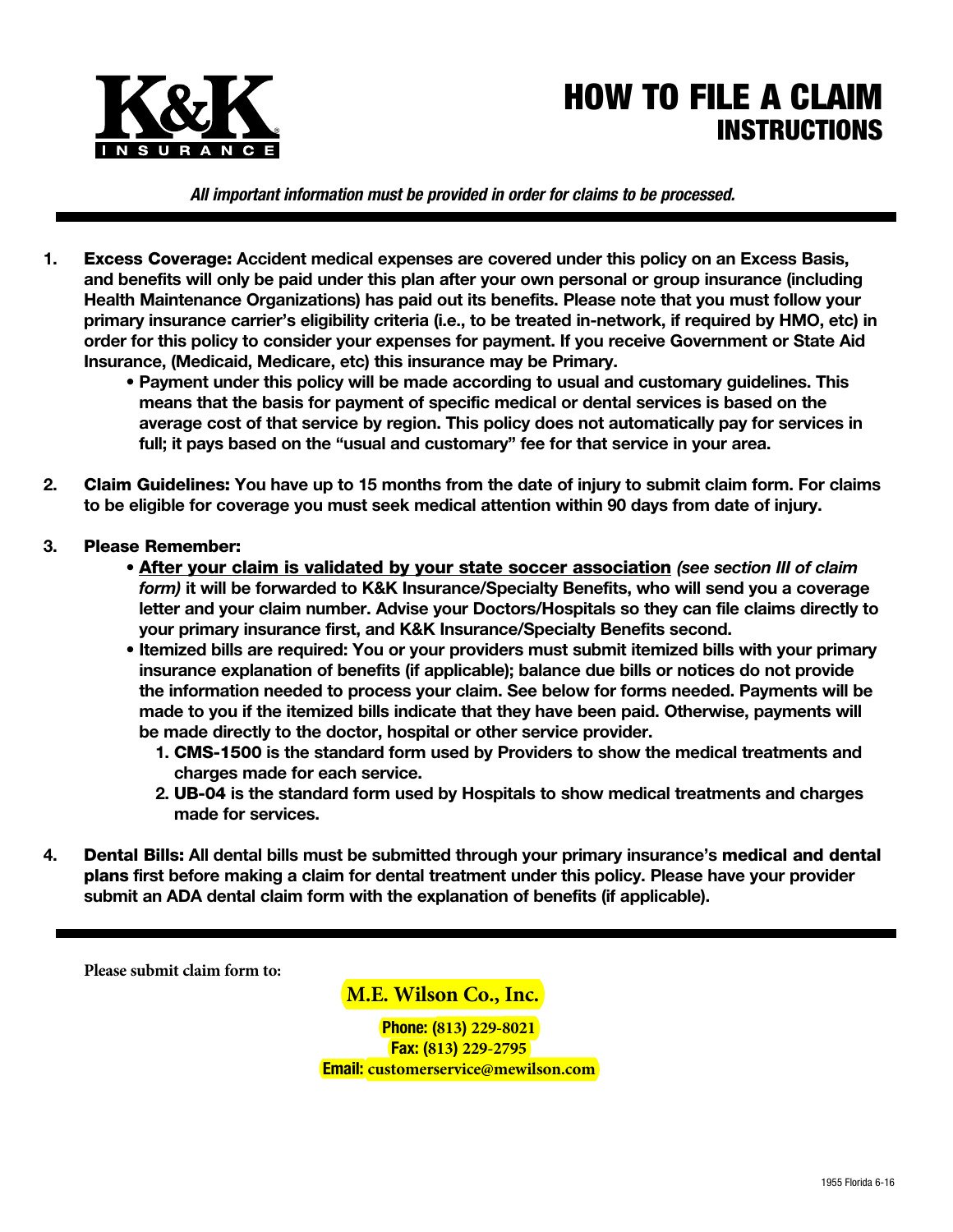K&K INSURANCE

# HOW TO FILE A CLAIM
## INSTRUCTIONS

*All important information must be provided in order for claims to be processed.*

1. **Excess Coverage:** **Accident medical expenses are covered under this policy on an Excess Basis, and benefits will only be paid under this plan after your own personal or group insurance (including Health Maintenance Organizations) has paid out its benefits. Please note that you must follow your primary insurance carrier's eligibility criteria (i.e., to be treated in-network, if required by HMO, etc) in order for this policy to consider your expenses for payment. If you receive Government or State Aid Insurance, (Medicaid, Medicare, etc) this insurance may be Primary.**
   - **Payment under this policy will be made according to usual and customary guidelines. This means that the basis for payment of specific medical or dental services is based on the average cost of that service by region. This policy does not automatically pay for services in full; it pays based on the "usual and customary" fee for that service in your area.**

2. **Claim Guidelines:** **You have up to 15 months from the date of injury to submit claim form. For claims to be eligible for coverage you must seek medical attention within 90 days from date of injury.**

3. **Please Remember:**
   - **<u>After your claim is validated by your state soccer association</u>** ***(see section III of claim form)*** **it will be forwarded to K&K Insurance/Specialty Benefits, who will send you a coverage letter and your claim number. Advise your Doctors/Hospitals so they can file claims directly to your primary insurance first, and K&K Insurance/Specialty Benefits second.**
   - **Itemized bills are required: You or your providers must submit itemized bills with your primary insurance explanation of benefits (if applicable); balance due bills or notices do not provide the information needed to process your claim. See below for forms needed. Payments will be made to you if the itemized bills indicate that they have been paid. Otherwise, payments will be made directly to the doctor, hospital or other service provider.**
     1. **CMS-1500 is the standard form used by Providers to show the medical treatments and charges made for each service.**
     2. **UB-04 is the standard form used by Hospitals to show medical treatments and charges made for services.**

4. **Dental Bills:** **All dental bills must be submitted through your primary insurance's medical and dental plans first before making a claim for dental treatment under this policy. Please have your provider submit an ADA dental claim form with the explanation of benefits (if applicable).**

---

**Please submit claim form to:**

**M.E. Wilson Co., Inc.**

**Phone:** (813) 229-8021
**Fax:** (813) 229-2795
**Email:** customerservice@mewilson.com

1955 Florida 6-16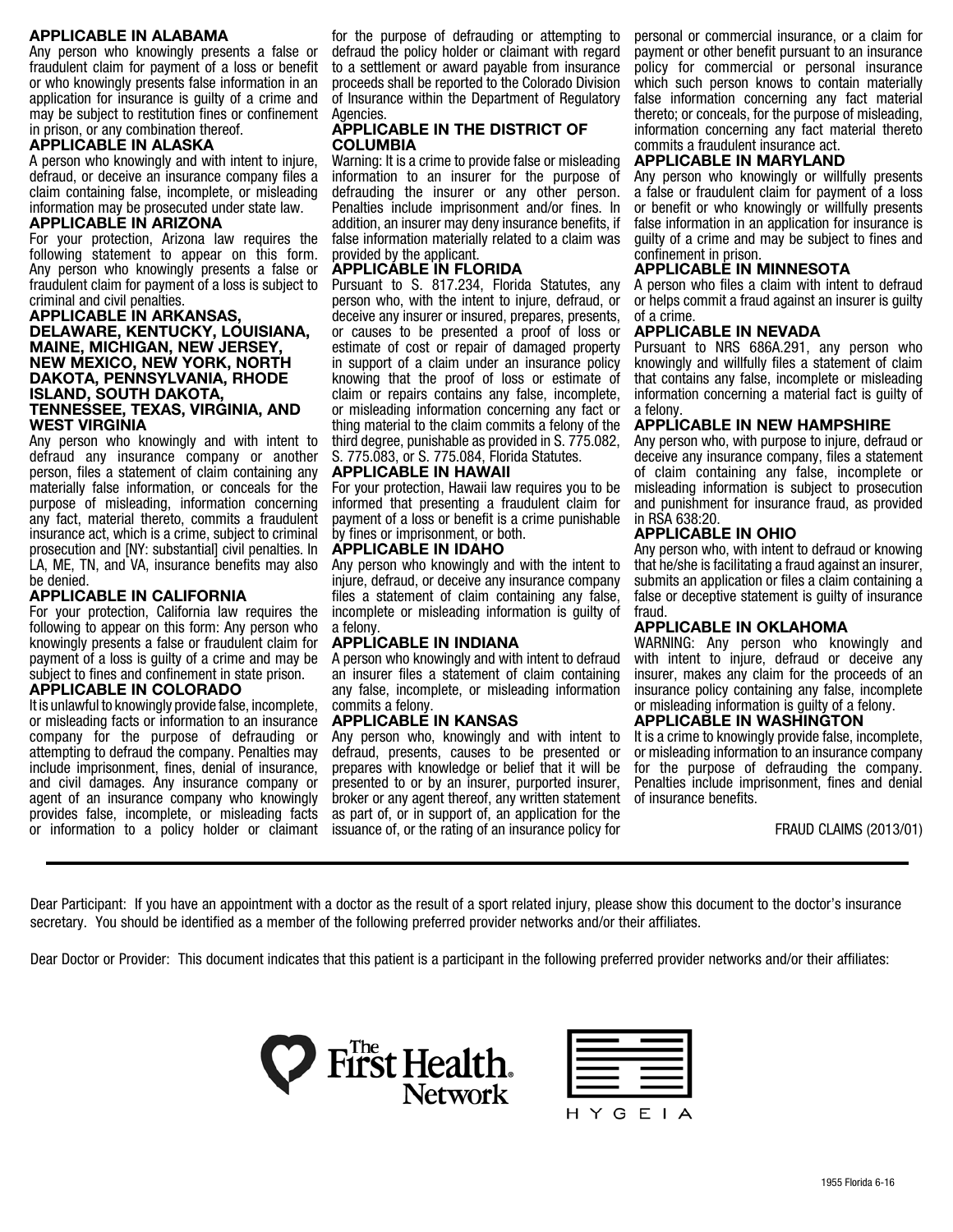**APPLICABLE IN ALABAMA**

Any person who knowingly presents a false or fraudulent claim for payment of a loss or benefit or who knowingly presents false information in an application for insurance is guilty of a crime and may be subject to restitution fines or confinement in prison, or any combination thereof.

**APPLICABLE IN ALASKA**

A person who knowingly and with intent to injure, defraud, or deceive an insurance company files a claim containing false, incomplete, or misleading information may be prosecuted under state law.

**APPLICABLE IN ARIZONA**

For your protection, Arizona law requires the following statement to appear on this form. Any person who knowingly presents a false or fraudulent claim for payment of a loss is subject to criminal and civil penalties.

**APPLICABLE IN ARKANSAS, DELAWARE, KENTUCKY, LOUISIANA, MAINE, MICHIGAN, NEW JERSEY, NEW MEXICO, NEW YORK, NORTH DAKOTA, PENNSYLVANIA, RHODE ISLAND, SOUTH DAKOTA, TENNESSEE, TEXAS, VIRGINIA, AND WEST VIRGINIA**

Any person who knowingly and with intent to defraud any insurance company or another person, files a statement of claim containing any materially false information, or conceals for the purpose of misleading, information concerning any fact, material thereto, commits a fraudulent insurance act, which is a crime, subject to criminal prosecution and [NY: substantial] civil penalties. In LA, ME, TN, and VA, insurance benefits may also be denied.

**APPLICABLE IN CALIFORNIA**

For your protection, California law requires the following to appear on this form: Any person who knowingly presents a false or fraudulent claim for payment of a loss is guilty of a crime and may be subject to fines and confinement in state prison.

**APPLICABLE IN COLORADO**

It is unlawful to knowingly provide false, incomplete, or misleading facts or information to an insurance company for the purpose of defrauding or attempting to defraud the company. Penalties may include imprisonment, fines, denial of insurance, and civil damages. Any insurance company or agent of an insurance company who knowingly provides false, incomplete, or misleading facts or information to a policy holder or claimant for the purpose of defrauding or attempting to defraud the policy holder or claimant with regard to a settlement or award payable from insurance proceeds shall be reported to the Colorado Division of Insurance within the Department of Regulatory Agencies.

**APPLICABLE IN THE DISTRICT OF COLUMBIA**

Warning: It is a crime to provide false or misleading information to an insurer for the purpose of defrauding the insurer or any other person. Penalties include imprisonment and/or fines. In addition, an insurer may deny insurance benefits, if false information materially related to a claim was provided by the applicant.

**APPLICABLE IN FLORIDA**

Pursuant to S. 817.234, Florida Statutes, any person who, with the intent to injure, defraud, or deceive any insurer or insured, prepares, presents, or causes to be presented a proof of loss or estimate of cost or repair of damaged property in support of a claim under an insurance policy knowing that the proof of loss or estimate of claim or repairs contains any false, incomplete, or misleading information concerning any fact or thing material to the claim commits a felony of the third degree, punishable as provided in S. 775.082, S. 775.083, or S. 775.084, Florida Statutes.

**APPLICABLE IN HAWAII**

For your protection, Hawaii law requires you to be informed that presenting a fraudulent claim for payment of a loss or benefit is a crime punishable by fines or imprisonment, or both.

**APPLICABLE IN IDAHO**

Any person who knowingly and with the intent to injure, defraud, or deceive any insurance company files a statement of claim containing any false, incomplete or misleading information is guilty of a felony.

**APPLICABLE IN INDIANA**

A person who knowingly and with intent to defraud an insurer files a statement of claim containing any false, incomplete, or misleading information commits a felony.

**APPLICABLE IN KANSAS**

Any person who, knowingly and with intent to defraud, presents, causes to be presented or prepares with knowledge or belief that it will be presented to or by an insurer, purported insurer, broker or any agent thereof, any written statement as part of, or in support of, an application for the issuance of, or the rating of an insurance policy for personal or commercial insurance, or a claim for payment or other benefit pursuant to an insurance policy for commercial or personal insurance which such person knows to contain materially false information concerning any fact material thereto; or conceals, for the purpose of misleading, information concerning any fact material thereto commits a fraudulent insurance act.

**APPLICABLE IN MARYLAND**

Any person who knowingly or willfully presents a false or fraudulent claim for payment of a loss or benefit or who knowingly or willfully presents false information in an application for insurance is guilty of a crime and may be subject to fines and confinement in prison.

**APPLICABLE IN MINNESOTA**

A person who files a claim with intent to defraud or helps commit a fraud against an insurer is guilty of a crime.

**APPLICABLE IN NEVADA**

Pursuant to NRS 686A.291, any person who knowingly and willfully files a statement of claim that contains any false, incomplete or misleading information concerning a material fact is guilty of a felony.

**APPLICABLE IN NEW HAMPSHIRE**

Any person who, with purpose to injure, defraud or deceive any insurance company, files a statement of claim containing any false, incomplete or misleading information is subject to prosecution and punishment for insurance fraud, as provided in RSA 638:20.

**APPLICABLE IN OHIO**

Any person who, with intent to defraud or knowing that he/she is facilitating a fraud against an insurer, submits an application or files a claim containing a false or deceptive statement is guilty of insurance fraud.

**APPLICABLE IN OKLAHOMA**

WARNING: Any person who knowingly and with intent to injure, defraud or deceive any insurer, makes any claim for the proceeds of an insurance policy containing any false, incomplete or misleading information is guilty of a felony.

**APPLICABLE IN WASHINGTON**

It is a crime to knowingly provide false, incomplete, or misleading information to an insurance company for the purpose of defrauding the company. Penalties include imprisonment, fines and denial of insurance benefits.

FRAUD CLAIMS (2013/01)

---

Dear Participant: If you have an appointment with a doctor as the result of a sport related injury, please show this document to the doctor's insurance secretary. You should be identified as a member of the following preferred provider networks and/or their affiliates.

Dear Doctor or Provider: This document indicates that this patient is a participant in the following preferred provider networks and/or their affiliates:

The First Health Network

HYGEIA

1955 Florida 6-16